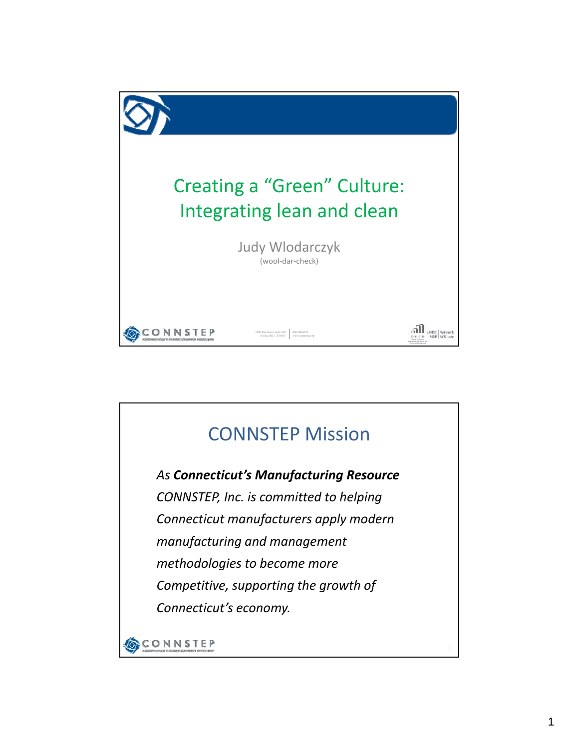# Creating a "Green" Culture: Integrating lean and clean

Judy Wlodarczyk

(wool-dar-check)

CONNSTEP

1090 Elm Street, Suite 202
Rocky Hill, CT 06067

800.266.6672
www.connstep.org

DECD | a NIST MEP Network Affiliate

## CONNSTEP Mission

*As **Connecticut's Manufacturing Resource** CONNSTEP, Inc. is committed to helping Connecticut manufacturers apply modern manufacturing and management methodologies to become more Competitive, supporting the growth of Connecticut's economy.*

CONNSTEP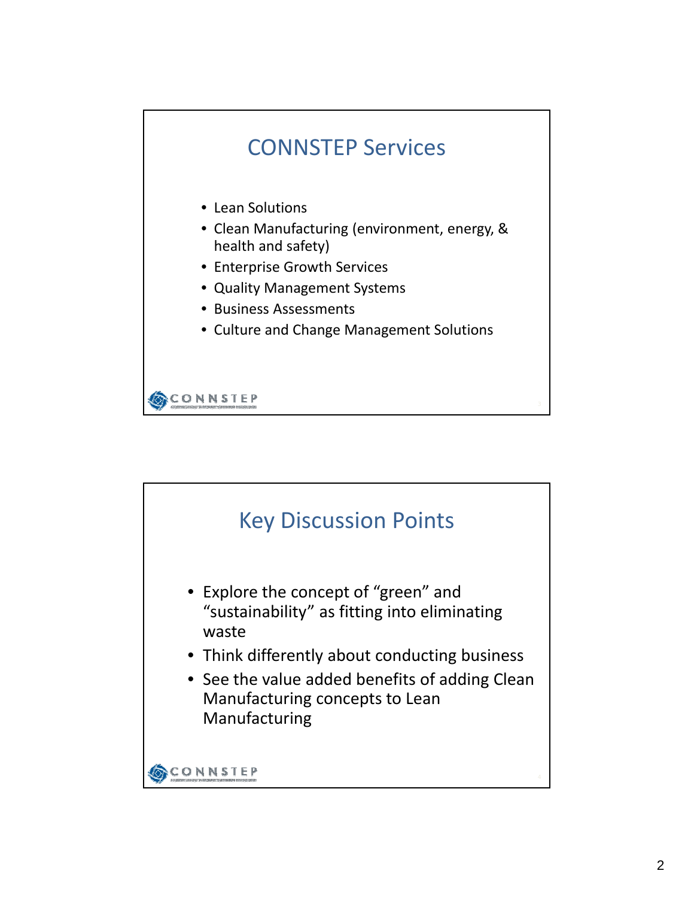## CONNSTEP Services

- Lean Solutions
- Clean Manufacturing (environment, energy, & health and safety)
- Enterprise Growth Services
- Quality Management Systems
- Business Assessments
- Culture and Change Management Solutions

CONNSTEP

## Key Discussion Points

- Explore the concept of "green" and "sustainability" as fitting into eliminating waste
- Think differently about conducting business
- See the value added benefits of adding Clean Manufacturing concepts to Lean Manufacturing

CONNSTEP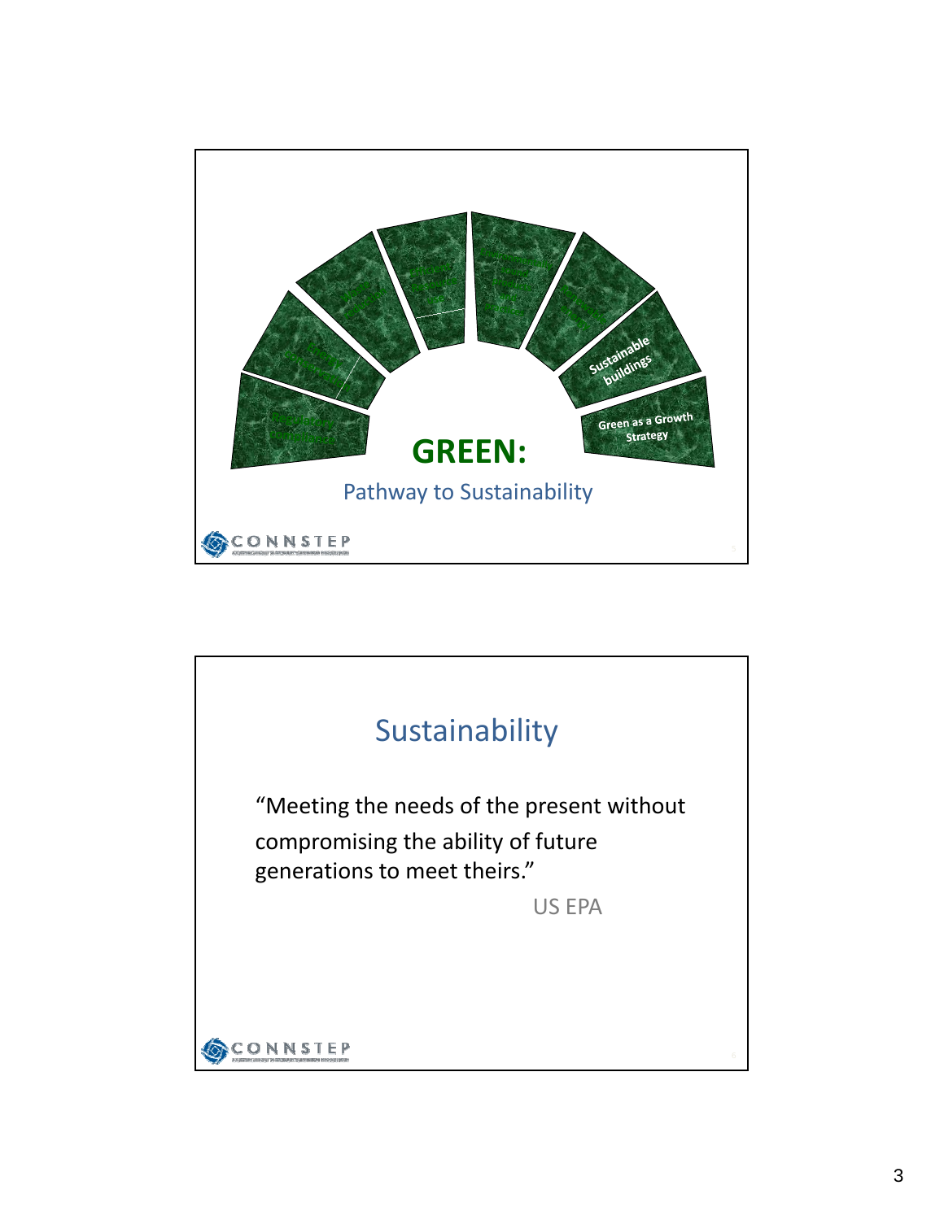Sustainable buildings

Green as a Growth Strategy

# GREEN:

Pathway to Sustainability

## Sustainability

"Meeting the needs of the present without compromising the ability of future generations to meet theirs."

US EPA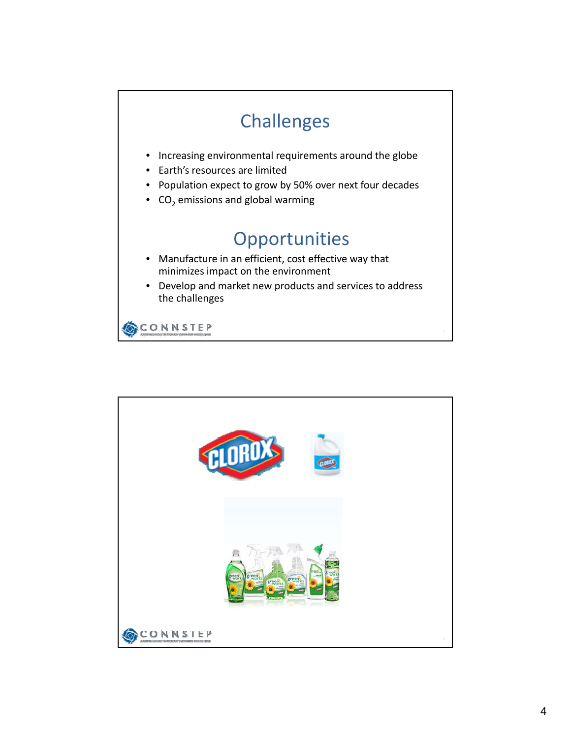## Challenges

- Increasing environmental requirements around the globe
- Earth's resources are limited
- Population expect to grow by 50% over next four decades
- $CO_2$ emissions and global warming

## Opportunities

- Manufacture in an efficient, cost effective way that minimizes impact on the environment
- Develop and market new products and services to address the challenges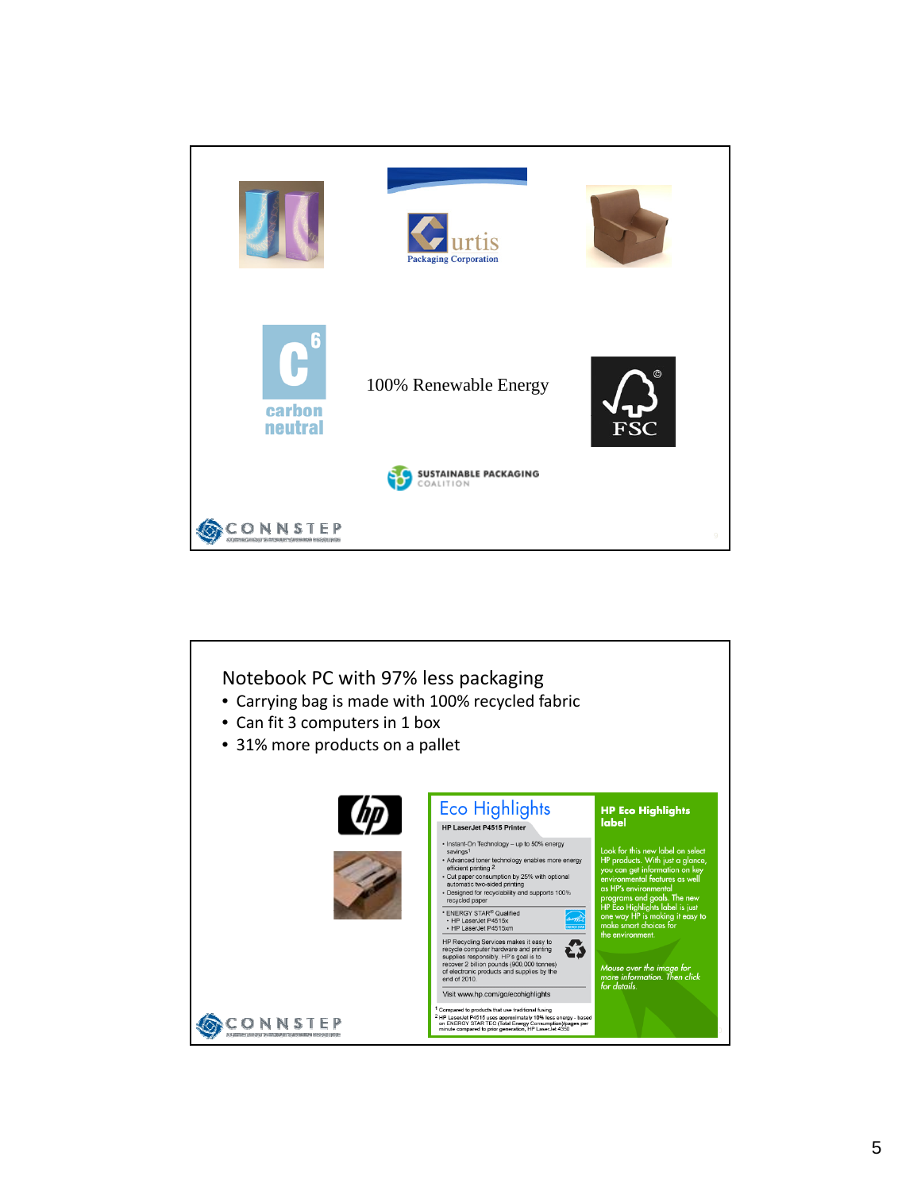100% Renewable Energy

Notebook PC with 97% less packaging

- Carrying bag is made with 100% recycled fabric
- Can fit 3 computers in 1 box
- 31% more products on a pallet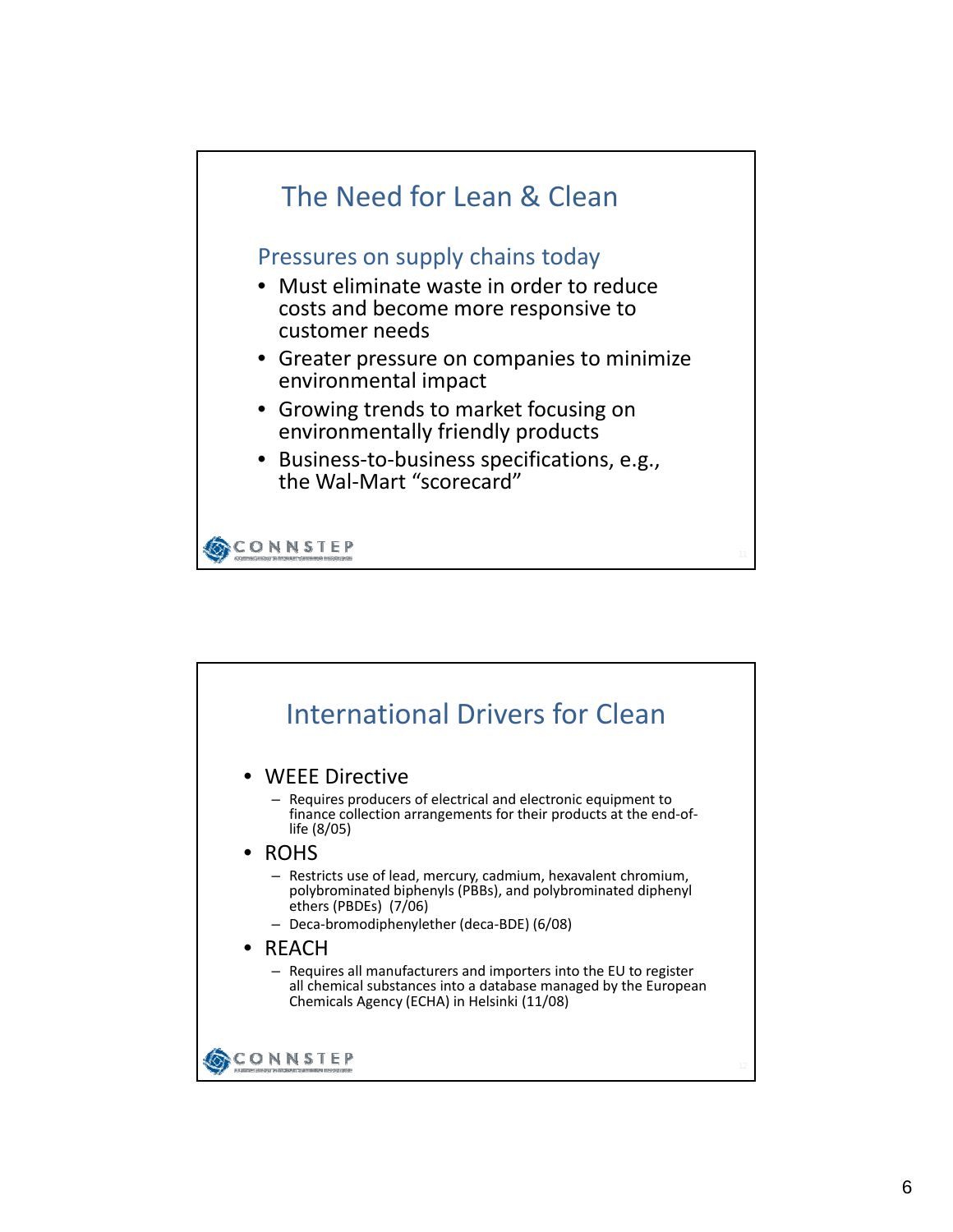# The Need for Lean & Clean

## Pressures on supply chains today

- Must eliminate waste in order to reduce costs and become more responsive to customer needs
- Greater pressure on companies to minimize environmental impact
- Growing trends to market focusing on environmentally friendly products
- Business-to-business specifications, e.g., the Wal-Mart "scorecard"

CONNSTEP

# International Drivers for Clean

- WEEE Directive
  - Requires producers of electrical and electronic equipment to finance collection arrangements for their products at the end-of-life (8/05)
- ROHS
  - Restricts use of lead, mercury, cadmium, hexavalent chromium, polybrominated biphenyls (PBBs), and polybrominated diphenyl ethers (PBDEs) (7/06)
  - Deca-bromodiphenylether (deca-BDE) (6/08)
- REACH
  - Requires all manufacturers and importers into the EU to register all chemical substances into a database managed by the European Chemicals Agency (ECHA) in Helsinki (11/08)

CONNSTEP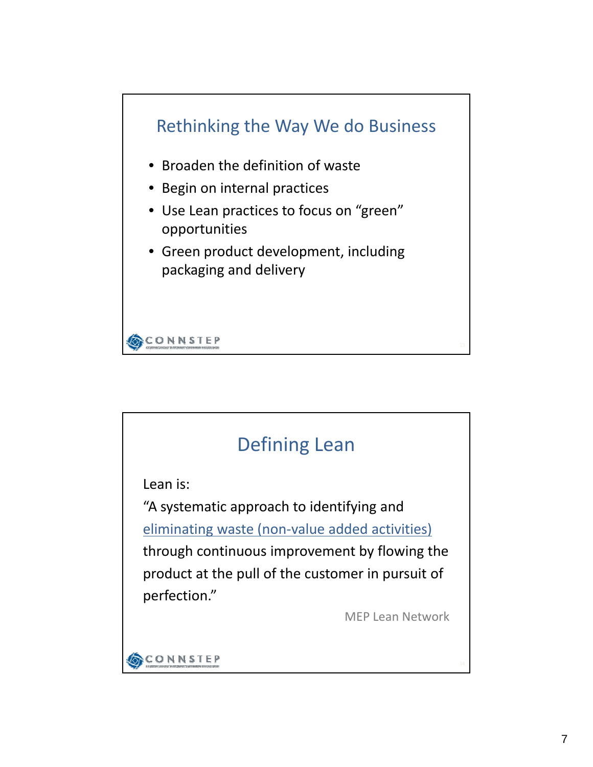## Rethinking the Way We do Business

- Broaden the definition of waste
- Begin on internal practices
- Use Lean practices to focus on "green" opportunities
- Green product development, including packaging and delivery

CONNSTEP

## Defining Lean

Lean is:

"A systematic approach to identifying and eliminating waste (non-value added activities) through continuous improvement by flowing the product at the pull of the customer in pursuit of perfection."

MEP Lean Network

CONNSTEP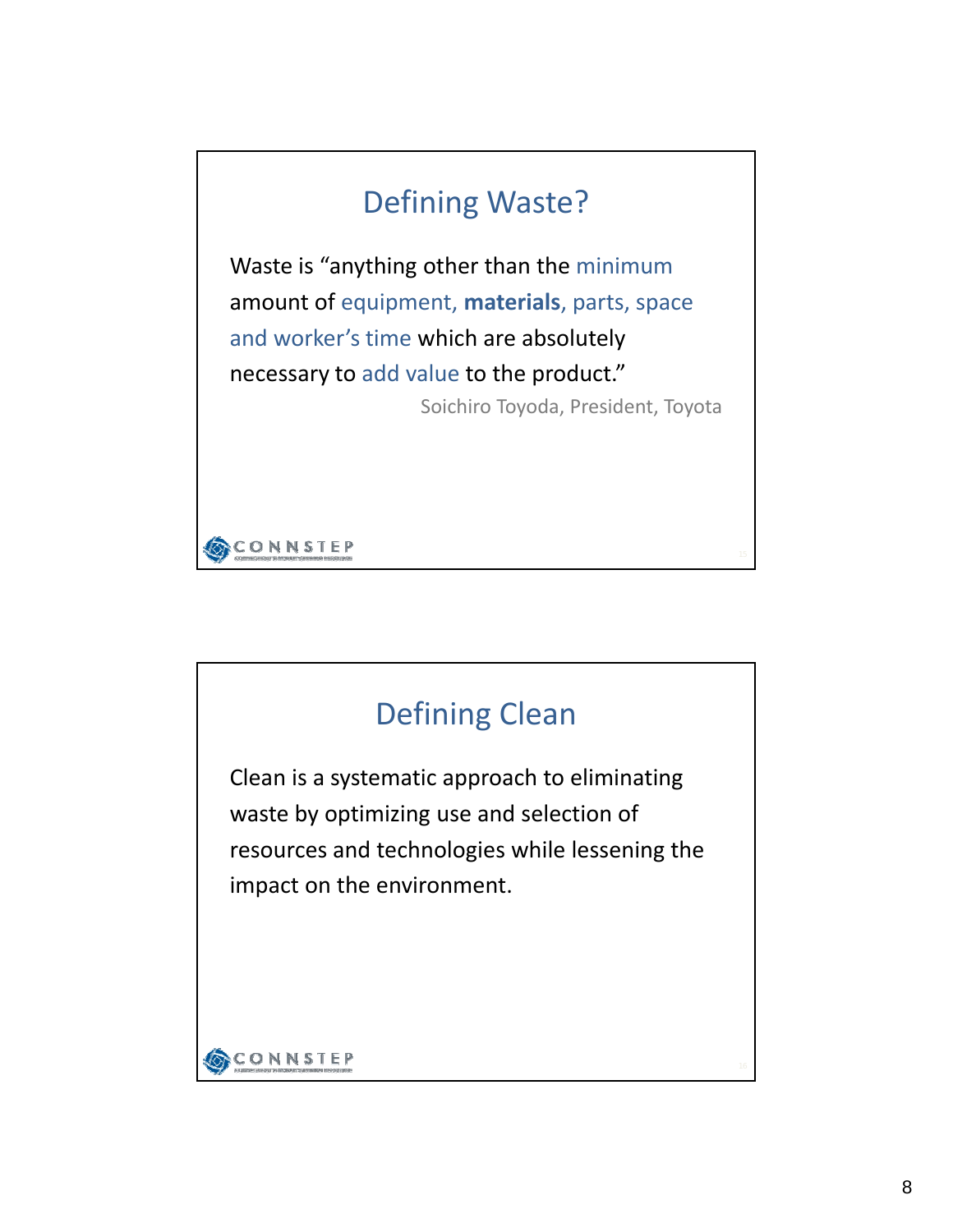## Defining Waste?

Waste is "anything other than the minimum amount of equipment, **materials**, parts, space and worker's time which are absolutely necessary to add value to the product."

Soichiro Toyoda, President, Toyota

## Defining Clean

Clean is a systematic approach to eliminating waste by optimizing use and selection of resources and technologies while lessening the impact on the environment.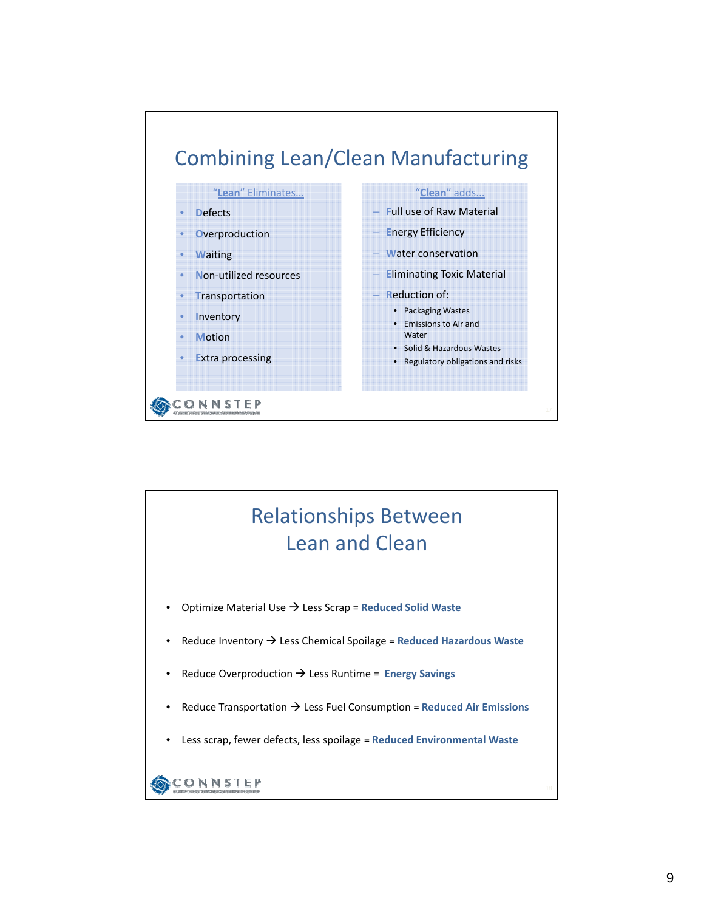# Combining Lean/Clean Manufacturing

**"Lean" Eliminates...**

- Defects
- Overproduction
- Waiting
- Non-utilized resources
- Transportation
- Inventory
- Motion
- Extra processing

**"Clean" adds...**

- Full use of Raw Material
- Energy Efficiency
- Water conservation
- Eliminating Toxic Material
- Reduction of:
  - Packaging Wastes
  - Emissions to Air and Water
  - Solid & Hazardous Wastes
  - Regulatory obligations and risks

CONNSTEP

# Relationships Between Lean and Clean

- Optimize Material Use → Less Scrap = **Reduced Solid Waste**
- Reduce Inventory → Less Chemical Spoilage = **Reduced Hazardous Waste**
- Reduce Overproduction → Less Runtime = **Energy Savings**
- Reduce Transportation → Less Fuel Consumption = **Reduced Air Emissions**
- Less scrap, fewer defects, less spoilage = **Reduced Environmental Waste**

CONNSTEP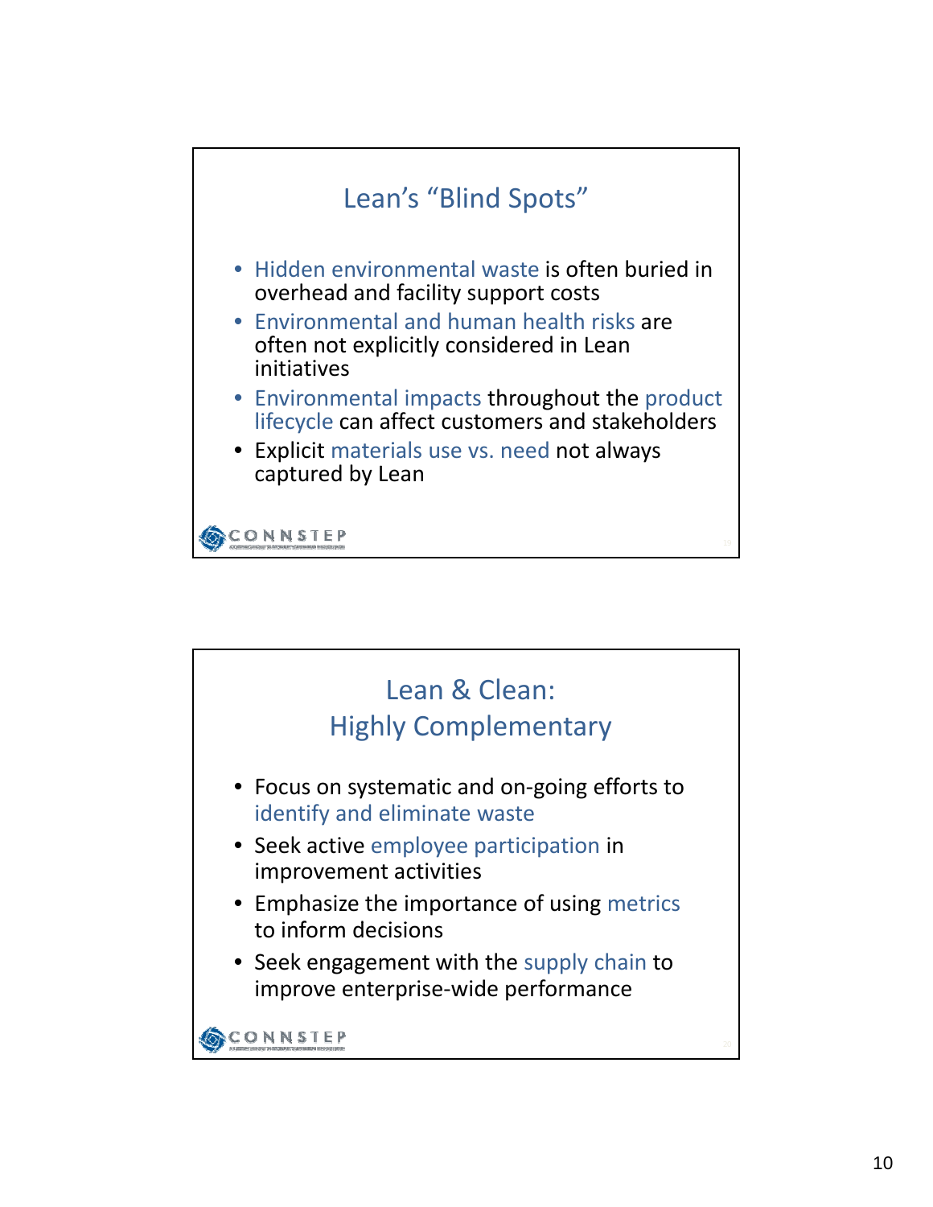## Lean's "Blind Spots"

- Hidden environmental waste is often buried in overhead and facility support costs
- Environmental and human health risks are often not explicitly considered in Lean initiatives
- Environmental impacts throughout the product lifecycle can affect customers and stakeholders
- Explicit materials use vs. need not always captured by Lean

CONNSTEP

## Lean & Clean: Highly Complementary

- Focus on systematic and on-going efforts to identify and eliminate waste
- Seek active employee participation in improvement activities
- Emphasize the importance of using metrics to inform decisions
- Seek engagement with the supply chain to improve enterprise-wide performance

CONNSTEP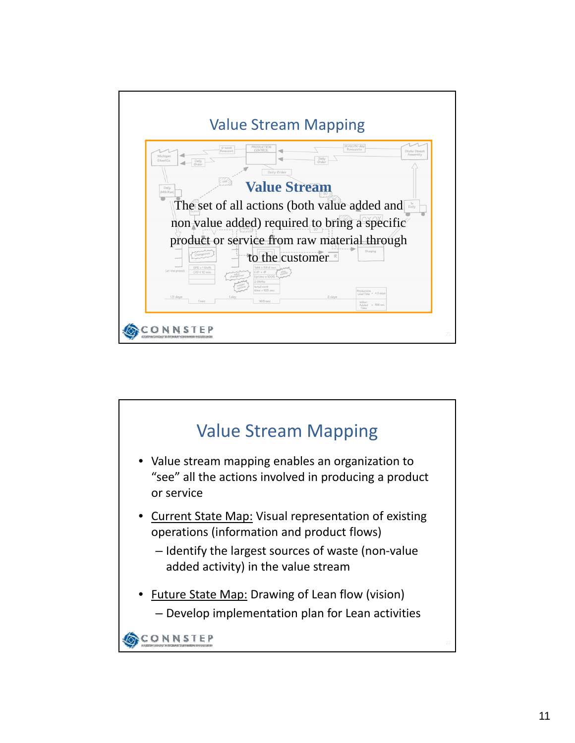## Value Stream Mapping

**Value Stream**

The set of all actions (both value added and non value added) required to bring a specific product or service from raw material through to the customer

## Value Stream Mapping

- Value stream mapping enables an organization to “see” all the actions involved in producing a product or service
- Current State Map: Visual representation of existing operations (information and product flows)
  - Identify the largest sources of waste (non-value added activity) in the value stream
- Future State Map: Drawing of Lean flow (vision)
  - Develop implementation plan for Lean activities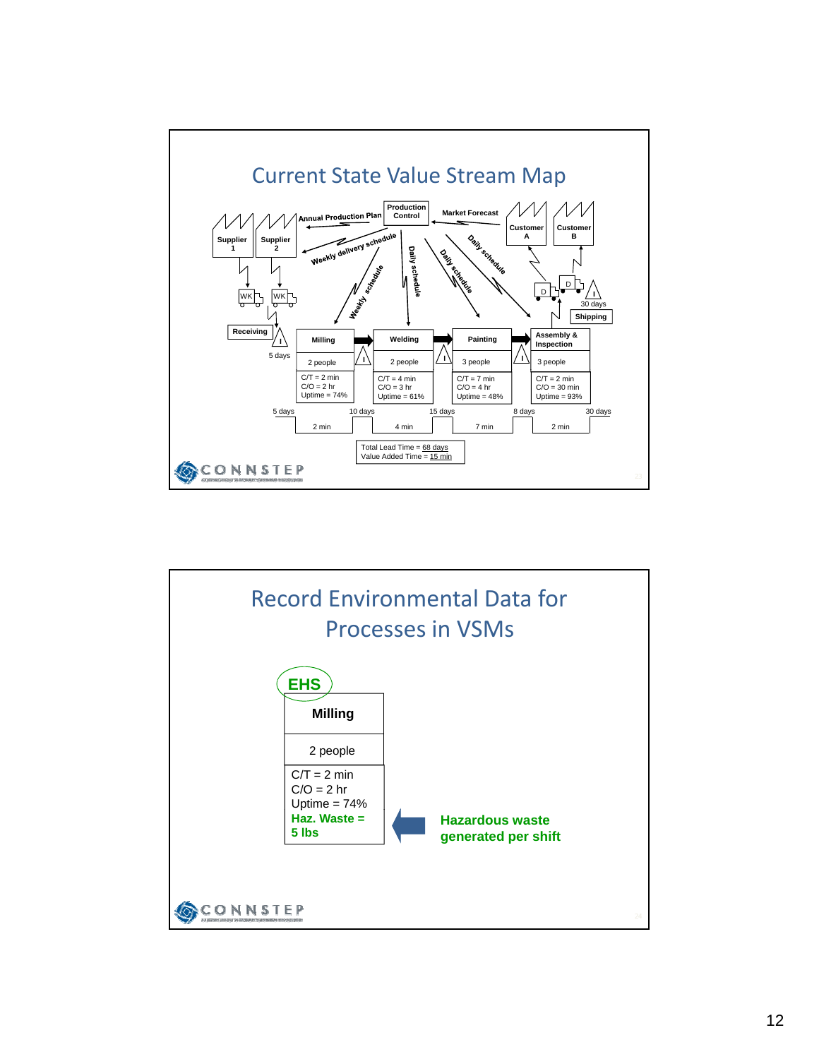## Current State Value Stream Map

Annual Production Plan

Production Control

Market Forecast

Supplier 1

Supplier 2

Customer A

Customer B

Weekly delivery schedule

Daily schedule

Daily schedule

Daily schedule

Weekly schedule

WK

WK

D

D

30 days

Shipping

Receiving

5 days

| Milling | Welding | Painting | Assembly & Inspection |
|---|---|---|---|
| 2 people | 2 people | 3 people | 3 people |
| C/T = 2 min<br>C/O = 2 hr<br>Uptime = 74% | C/T = 4 min<br>C/O = 3 hr<br>Uptime = 61% | C/T = 7 min<br>C/O = 4 hr<br>Uptime = 48% | C/T = 2 min<br>C/O = 30 min<br>Uptime = 93% |

5 days — 2 min — 10 days — 4 min — 15 days — 7 min — 8 days — 2 min — 30 days

Total Lead Time = 68 days
Value Added Time = 15 min

CONNSTEP

## Record Environmental Data for Processes in VSMs

**EHS**

**Milling**

2 people

C/T = 2 min
C/O = 2 hr
Uptime = 74%
**Haz. Waste = 5 lbs**

**Hazardous waste generated per shift**

CONNSTEP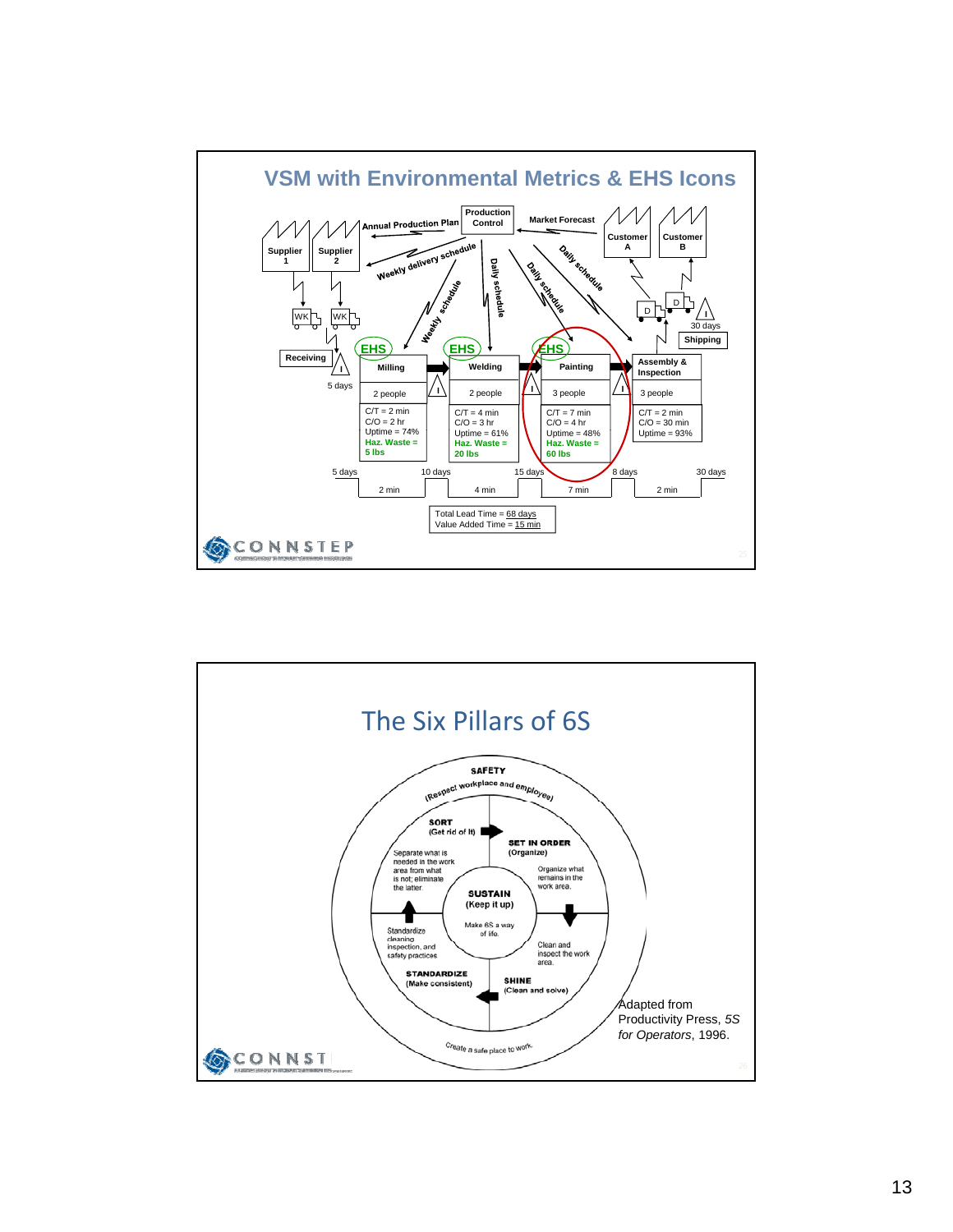## VSM with Environmental Metrics & EHS Icons

Annual Production Plan — Production Control — Market Forecast

Supplier 1 | Supplier 2 | Customer A | Customer B

Weekly delivery schedule | Weekly schedule | Daily schedule | Daily schedule | Daily schedule

WK | WK | D | D

Receiving — 5 days | Shipping — 30 days

| | EHS Milling | EHS Welding | EHS Painting | Assembly & Inspection |
|---|---|---|---|---|
| People | 2 people | 2 people | 3 people | 3 people |
| C/T | 2 min | 4 min | 7 min | 2 min |
| C/O | 2 hr | 3 hr | 4 hr | 30 min |
| Uptime | 74% | 61% | 48% | 93% |
| Haz. Waste | 5 lbs | 20 lbs | 60 lbs | |

Timeline: 5 days — 2 min — 10 days — 4 min — 15 days — 7 min — 8 days — 2 min — 30 days

Total Lead Time = 68 days
Value Added Time = 15 min

## The Six Pillars of 6S

**SAFETY** (Respect workplace and employees)

**SORT** (Get rid of it) — Separate what is needed in the work area from what is not; eliminate the latter.

**SET IN ORDER** (Organize) — Organize what remains in the work area.

**SHINE** (Clean and solve) — Clean and inspect the work area.

**STANDARDIZE** (Make consistent) — Standardize cleaning, inspection, and safety practices.

**SUSTAIN** (Keep it up) — Make 6S a way of life.

Create a safe place to work.

Adapted from Productivity Press, *5S for Operators*, 1996.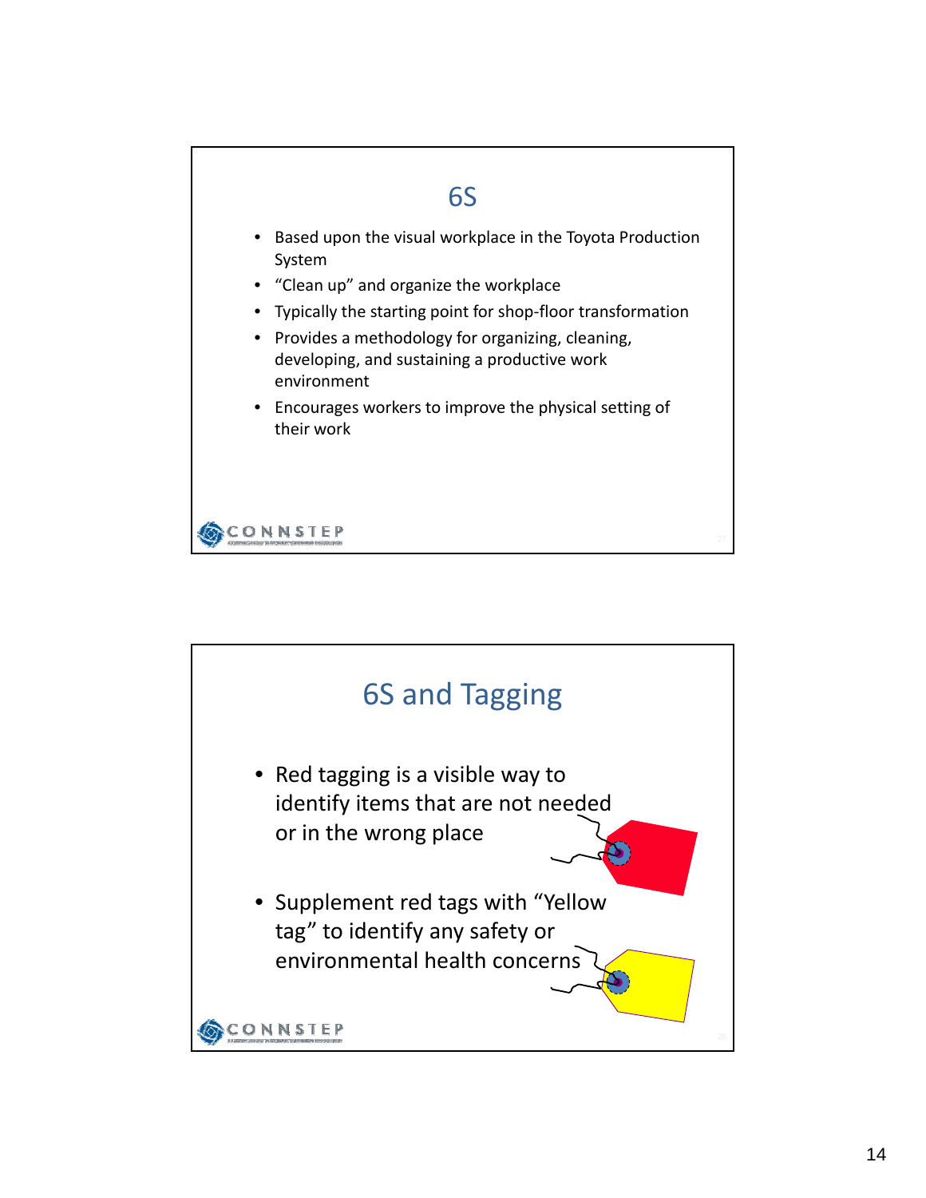## 6S

- Based upon the visual workplace in the Toyota Production System
- "Clean up" and organize the workplace
- Typically the starting point for shop-floor transformation
- Provides a methodology for organizing, cleaning, developing, and sustaining a productive work environment
- Encourages workers to improve the physical setting of their work

## 6S and Tagging

- Red tagging is a visible way to identify items that are not needed or in the wrong place
- Supplement red tags with "Yellow tag" to identify any safety or environmental health concerns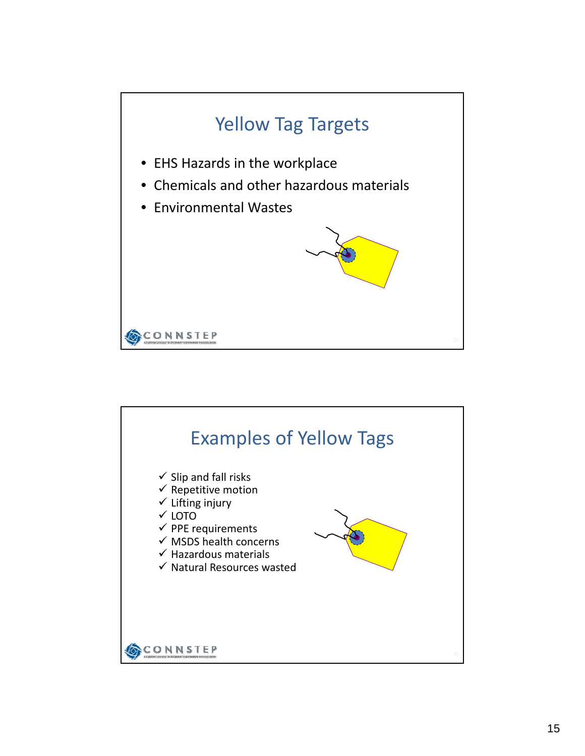## Yellow Tag Targets

- EHS Hazards in the workplace
- Chemicals and other hazardous materials
- Environmental Wastes

## Examples of Yellow Tags

- ✓ Slip and fall risks
- ✓ Repetitive motion
- ✓ Lifting injury
- ✓ LOTO
- ✓ PPE requirements
- ✓ MSDS health concerns
- ✓ Hazardous materials
- ✓ Natural Resources wasted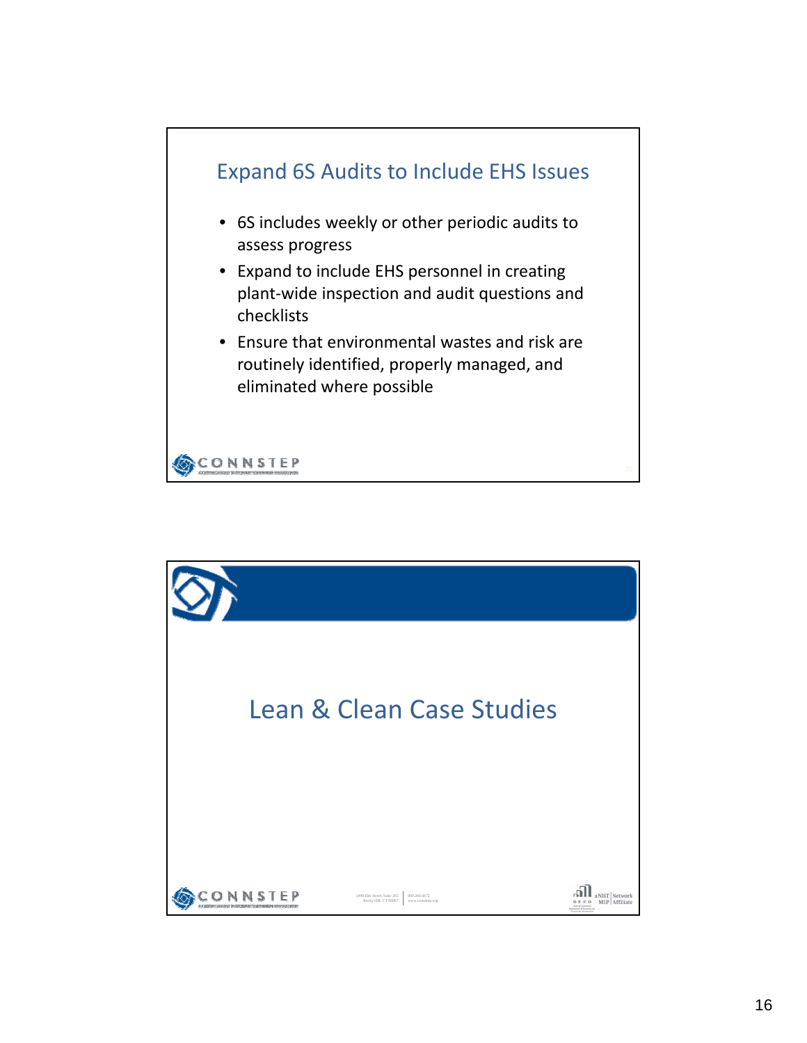## Expand 6S Audits to Include EHS Issues

- 6S includes weekly or other periodic audits to assess progress
- Expand to include EHS personnel in creating plant-wide inspection and audit questions and checklists
- Ensure that environmental wastes and risk are routinely identified, properly managed, and eliminated where possible

## Lean & Clean Case Studies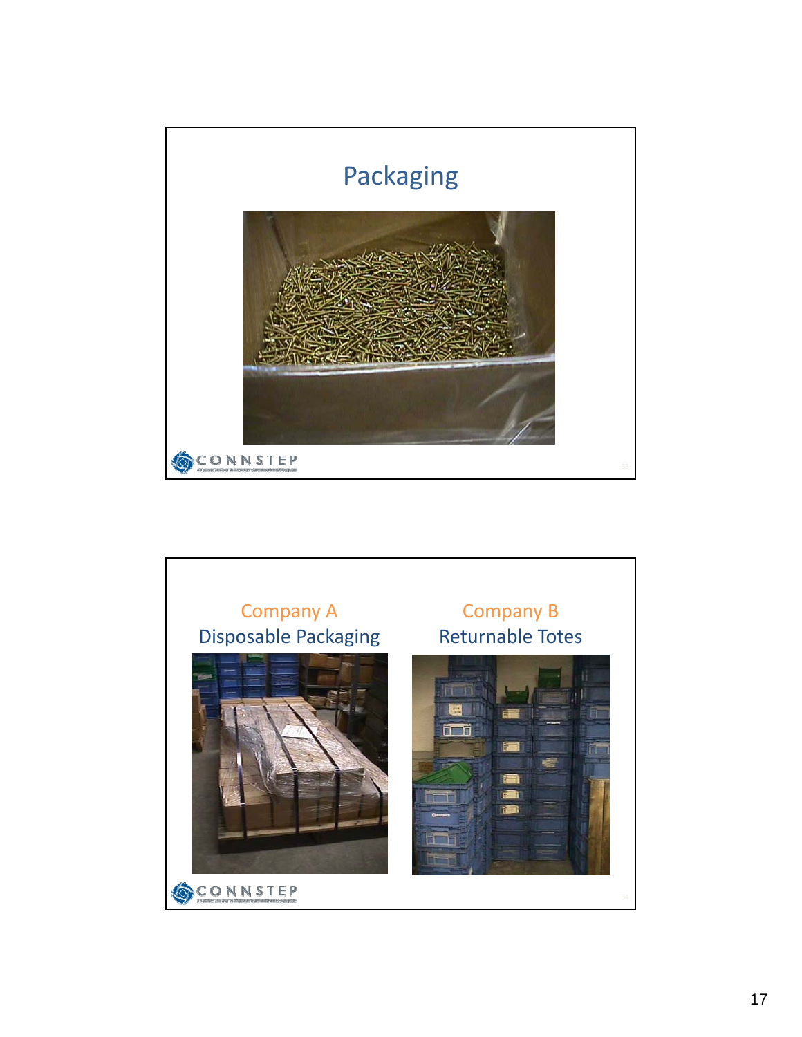# Packaging

Company A

Disposable Packaging

Company B

Returnable Totes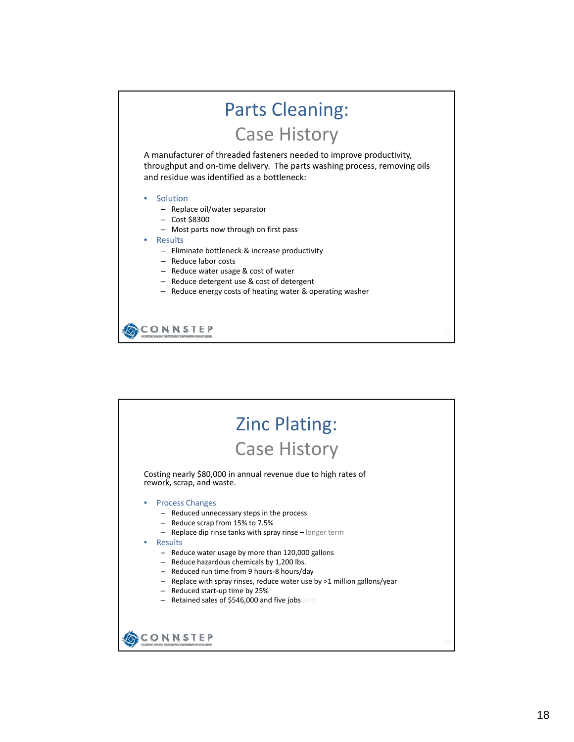# Parts Cleaning:

## Case History

A manufacturer of threaded fasteners needed to improve productivity, throughput and on-time delivery. The parts washing process, removing oils and residue was identified as a bottleneck:

- Solution
  - Replace oil/water separator
  - Cost $8300
  - Most parts now through on first pass
- Results
  - Eliminate bottleneck & increase productivity
  - Reduce labor costs
  - Reduce water usage & cost of water
  - Reduce detergent use & cost of detergent
  - Reduce energy costs of heating water & operating washer

CONNSTEP

# Zinc Plating:

## Case History

Costing nearly $80,000 in annual revenue due to high rates of rework, scrap, and waste.

- Process Changes
  - Reduced unnecessary steps in the process
  - Reduce scrap from 15% to 7.5%
  - Replace dip rinse tanks with spray rinse – longer term
- Results
  - Reduce water usage by more than 120,000 gallons
  - Reduce hazardous chemicals by 1,200 lbs.
  - Reduced run time from 9 hours-8 hours/day
  - Replace with spray rinses, reduce water use by >1 million gallons/year
  - Reduced start-up time by 25%
  - Retained sales of $546,000 and five jobs

CONNSTEP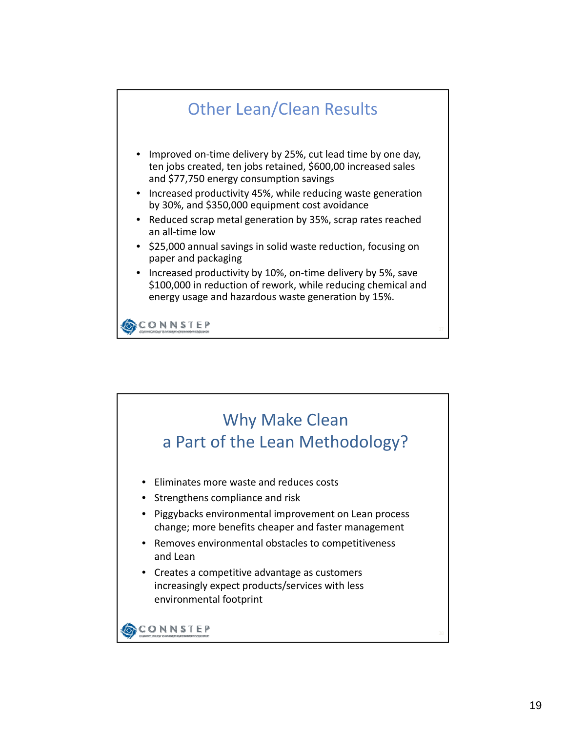## Other Lean/Clean Results

- Improved on-time delivery by 25%, cut lead time by one day, ten jobs created, ten jobs retained, $600,00 increased sales and $77,750 energy consumption savings
- Increased productivity 45%, while reducing waste generation by 30%, and $350,000 equipment cost avoidance
- Reduced scrap metal generation by 35%, scrap rates reached an all-time low
- $25,000 annual savings in solid waste reduction, focusing on paper and packaging
- Increased productivity by 10%, on-time delivery by 5%, save $100,000 in reduction of rework, while reducing chemical and energy usage and hazardous waste generation by 15%.

CONNSTEP

## Why Make Clean a Part of the Lean Methodology?

- Eliminates more waste and reduces costs
- Strengthens compliance and risk
- Piggybacks environmental improvement on Lean process change; more benefits cheaper and faster management
- Removes environmental obstacles to competitiveness and Lean
- Creates a competitive advantage as customers increasingly expect products/services with less environmental footprint

CONNSTEP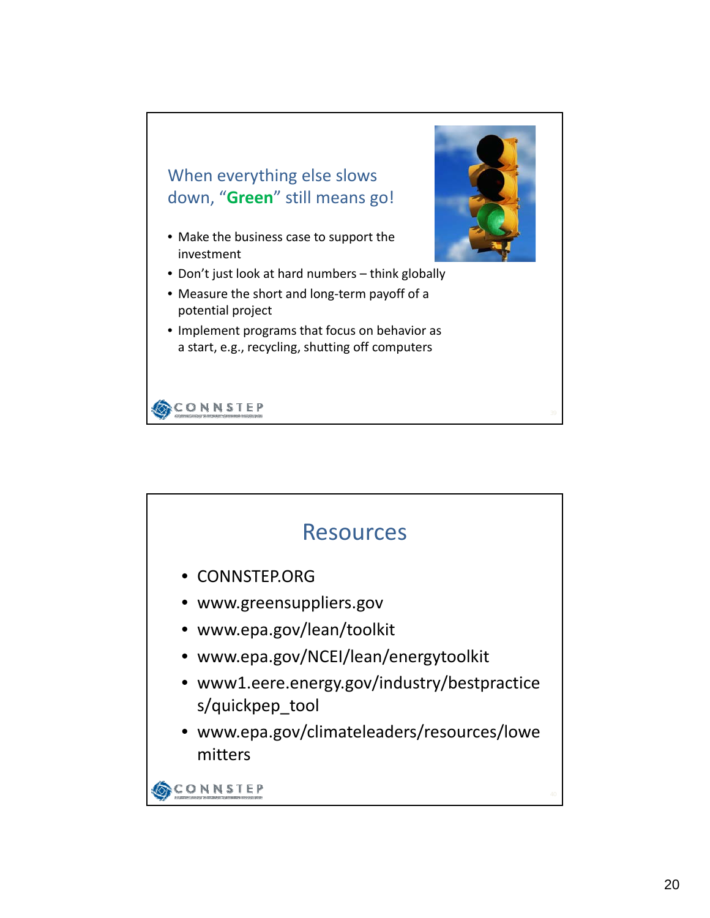## When everything else slows down, "**Green**" still means go!

- Make the business case to support the investment
- Don't just look at hard numbers – think globally
- Measure the short and long-term payoff of a potential project
- Implement programs that focus on behavior as a start, e.g., recycling, shutting off computers

CONNSTEP

## Resources

- CONNSTEP.ORG
- www.greensuppliers.gov
- www.epa.gov/lean/toolkit
- www.epa.gov/NCEI/lean/energytoolkit
- www1.eere.energy.gov/industry/bestpractices/quickpep_tool
- www.epa.gov/climateleaders/resources/lowemitters

CONNSTEP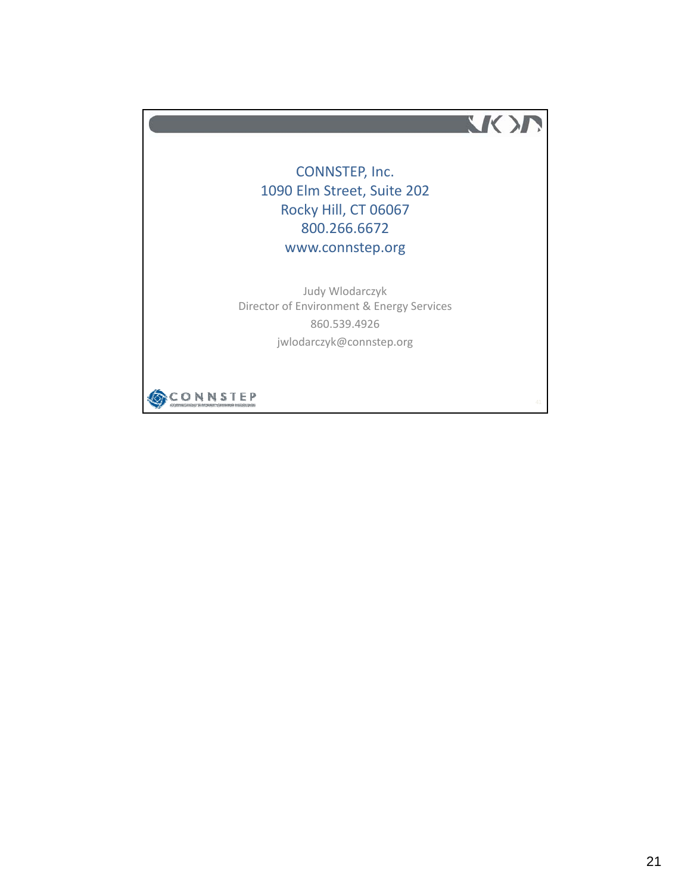CONNSTEP, Inc.
1090 Elm Street, Suite 202
Rocky Hill, CT 06067
800.266.6672
www.connstep.org

Judy Wlodarczyk
Director of Environment & Energy Services
860.539.4926
jwlodarczyk@connstep.org

CONNSTEP